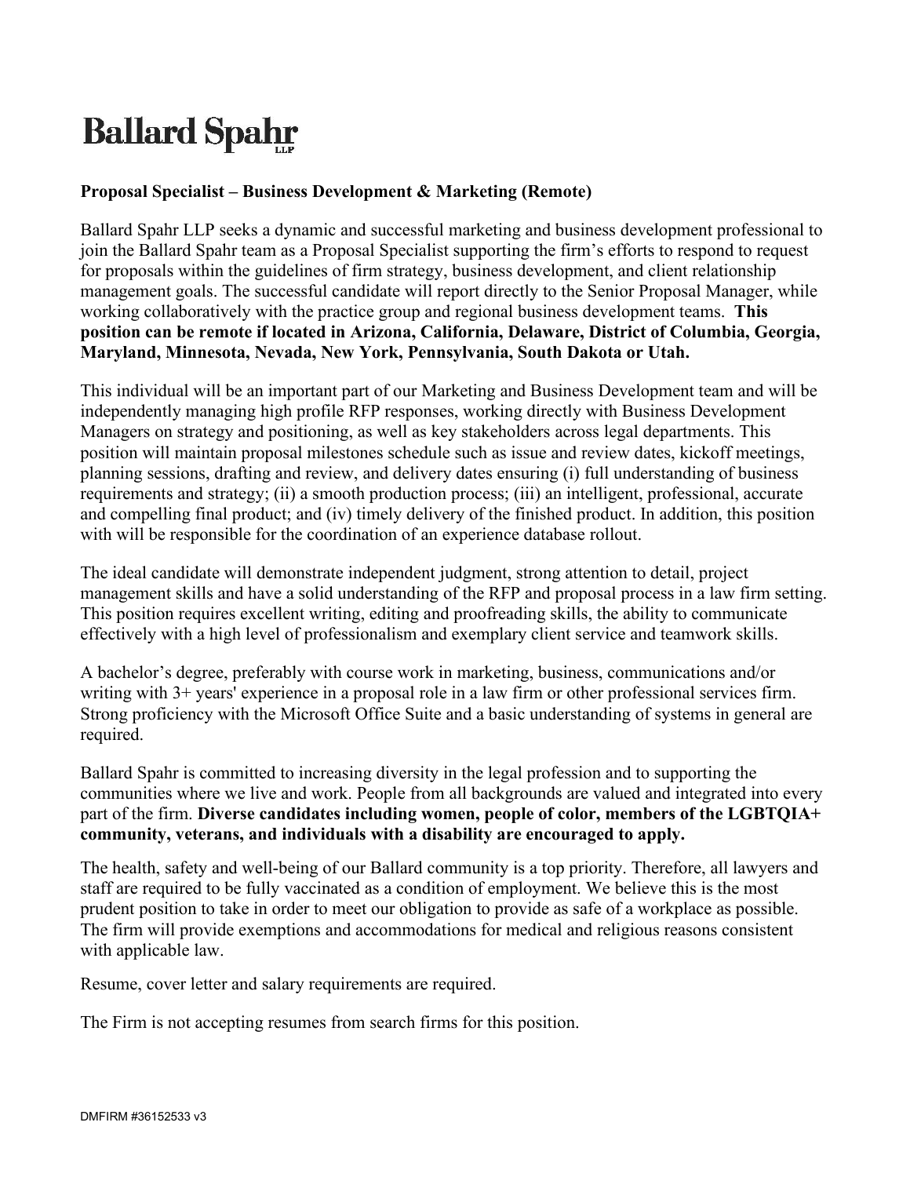# Ballard Spahr LLP

**Proposal Specialist – Business Development & Marketing (Remote)**

Ballard Spahr LLP seeks a dynamic and successful marketing and business development professional to join the Ballard Spahr team as a Proposal Specialist supporting the firm's efforts to respond to request for proposals within the guidelines of firm strategy, business development, and client relationship management goals. The successful candidate will report directly to the Senior Proposal Manager, while working collaboratively with the practice group and regional business development teams. **This position can be remote if located in Arizona, California, Delaware, District of Columbia, Georgia, Maryland, Minnesota, Nevada, New York, Pennsylvania, South Dakota or Utah.**

This individual will be an important part of our Marketing and Business Development team and will be independently managing high profile RFP responses, working directly with Business Development Managers on strategy and positioning, as well as key stakeholders across legal departments. This position will maintain proposal milestones schedule such as issue and review dates, kickoff meetings, planning sessions, drafting and review, and delivery dates ensuring (i) full understanding of business requirements and strategy; (ii) a smooth production process; (iii) an intelligent, professional, accurate and compelling final product; and (iv) timely delivery of the finished product. In addition, this position with will be responsible for the coordination of an experience database rollout.

The ideal candidate will demonstrate independent judgment, strong attention to detail, project management skills and have a solid understanding of the RFP and proposal process in a law firm setting. This position requires excellent writing, editing and proofreading skills, the ability to communicate effectively with a high level of professionalism and exemplary client service and teamwork skills.

A bachelor's degree, preferably with course work in marketing, business, communications and/or writing with 3+ years' experience in a proposal role in a law firm or other professional services firm. Strong proficiency with the Microsoft Office Suite and a basic understanding of systems in general are required.

Ballard Spahr is committed to increasing diversity in the legal profession and to supporting the communities where we live and work. People from all backgrounds are valued and integrated into every part of the firm. **Diverse candidates including women, people of color, members of the LGBTQIA+ community, veterans, and individuals with a disability are encouraged to apply.**

The health, safety and well-being of our Ballard community is a top priority. Therefore, all lawyers and staff are required to be fully vaccinated as a condition of employment. We believe this is the most prudent position to take in order to meet our obligation to provide as safe of a workplace as possible. The firm will provide exemptions and accommodations for medical and religious reasons consistent with applicable law.

Resume, cover letter and salary requirements are required.

The Firm is not accepting resumes from search firms for this position.

DMFIRM #36152533 v3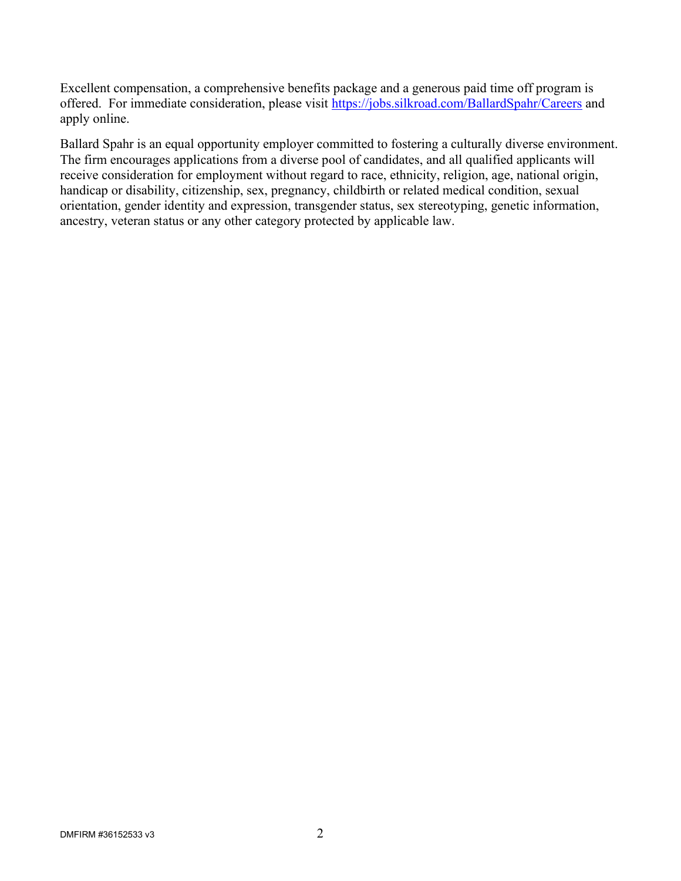Excellent compensation, a comprehensive benefits package and a generous paid time off program is offered. For immediate consideration, please visit https://jobs.silkroad.com/BallardSpahr/Careers and apply online.

Ballard Spahr is an equal opportunity employer committed to fostering a culturally diverse environment. The firm encourages applications from a diverse pool of candidates, and all qualified applicants will receive consideration for employment without regard to race, ethnicity, religion, age, national origin, handicap or disability, citizenship, sex, pregnancy, childbirth or related medical condition, sexual orientation, gender identity and expression, transgender status, sex stereotyping, genetic information, ancestry, veteran status or any other category protected by applicable law.